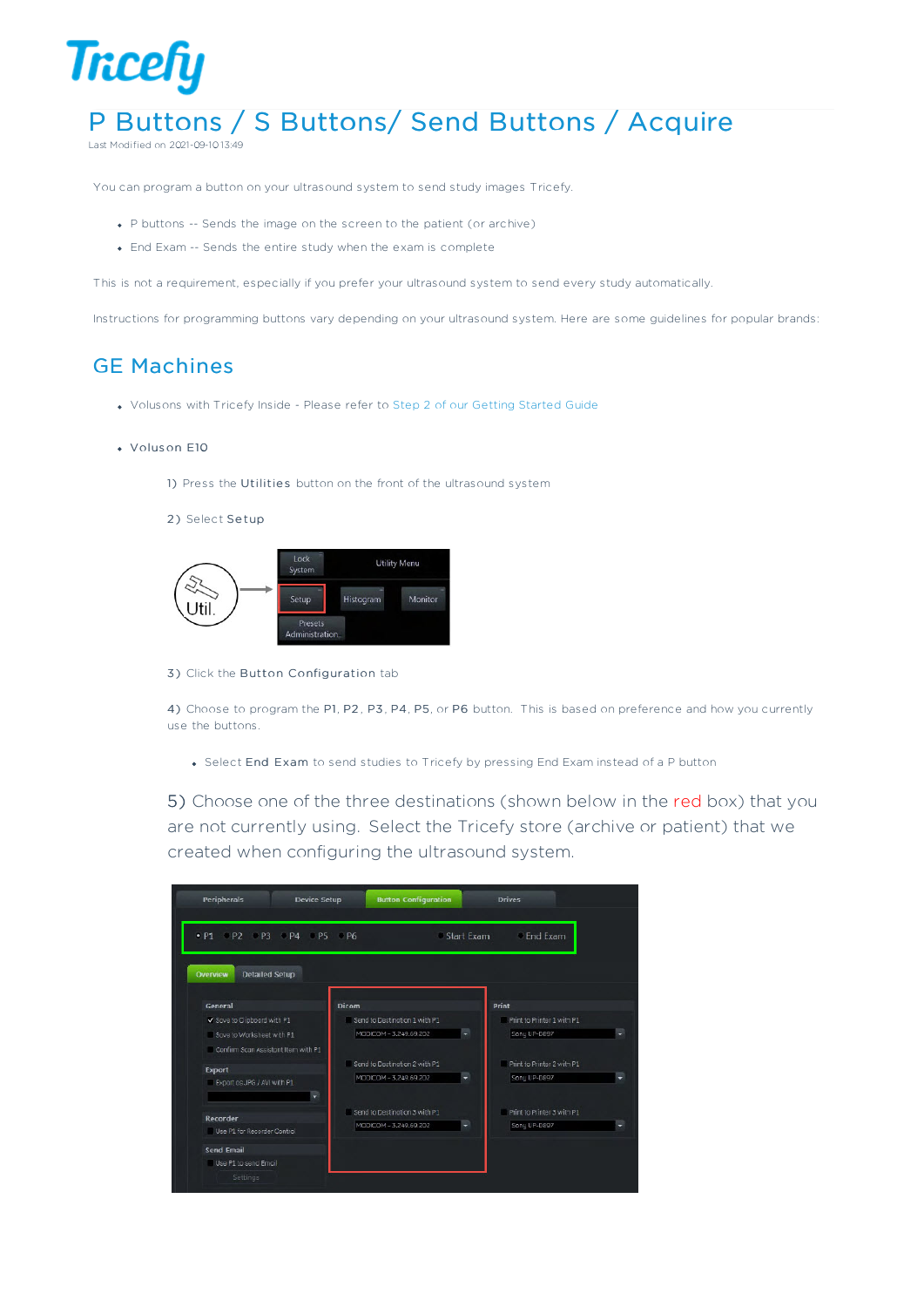# P Buttons / S Buttons/ Send Buttons / Acquire

Last Modified on 2021-09-10 13:49

You can program a button on your ultrasound system to send study images Tricefy.

- P buttons -- Sends the image on the screen to the patient (or archive)
- End Exam -- Sends the entire study when the exam is complete

This is not a requirement, especially if you prefer your ultrasound system to send every study automatically.

Instructions for programming buttons vary depending on your ultrasound system. Here are some guidelines for popular brands:

## GE Machines

- Volusons with Tricefy Inside - Please refer to Step 2 of our Getting Started Guide

- Voluson E10

1) Press the **Utilities** button on the front of the ultrasound system

2) Select **Setup**

3) Click the **Button Configuration** tab

4) Choose to program the **P1**, **P2**, **P3**, **P4**, **P5**, or **P6** button. This is based on preference and how you currently use the buttons.

- Select **End Exam** to send studies to Tricefy by pressing End Exam instead of a P button

5) Choose one of the three destinations (shown below in the red box) that you are not currently using. Select the Tricefy store (archive or patient) that we created when configuring the ultrasound system.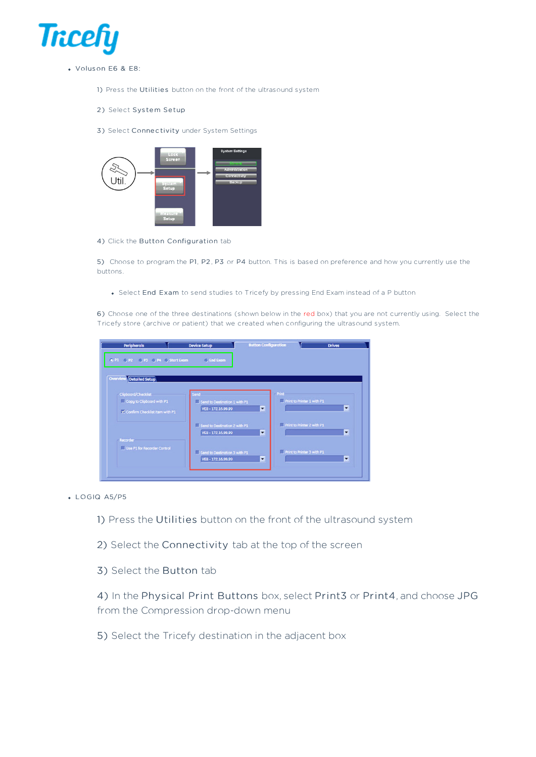- Voluson E6 & E8:

  1) Press the **Utilities** button on the front of the ultrasound system

  2) Select **System Setup**

  3) Select **Connectivity** under System Settings

  4) Click the **Button Configuration** tab

  5) Choose to program the **P1**, **P2**, **P3** or **P4** button. This is based on preference and how you currently use the buttons.

  - Select **End Exam** to send studies to Tricefy by pressing End Exam instead of a P button

  6) Choose one of the three destinations (shown below in the red box) that you are not currently using. Select the Tricefy store (archive or patient) that we created when configuring the ultrasound system.

- LOGIQ A5/P5

  1) Press the **Utilities** button on the front of the ultrasound system

  2) Select the **Connectivity** tab at the top of the screen

  3) Select the **Button** tab

  4) In the **Physical Print Buttons** box, select **Print3** or **Print4**, and choose **JPG** from the Compression drop-down menu

  5) Select the Tricefy destination in the adjacent box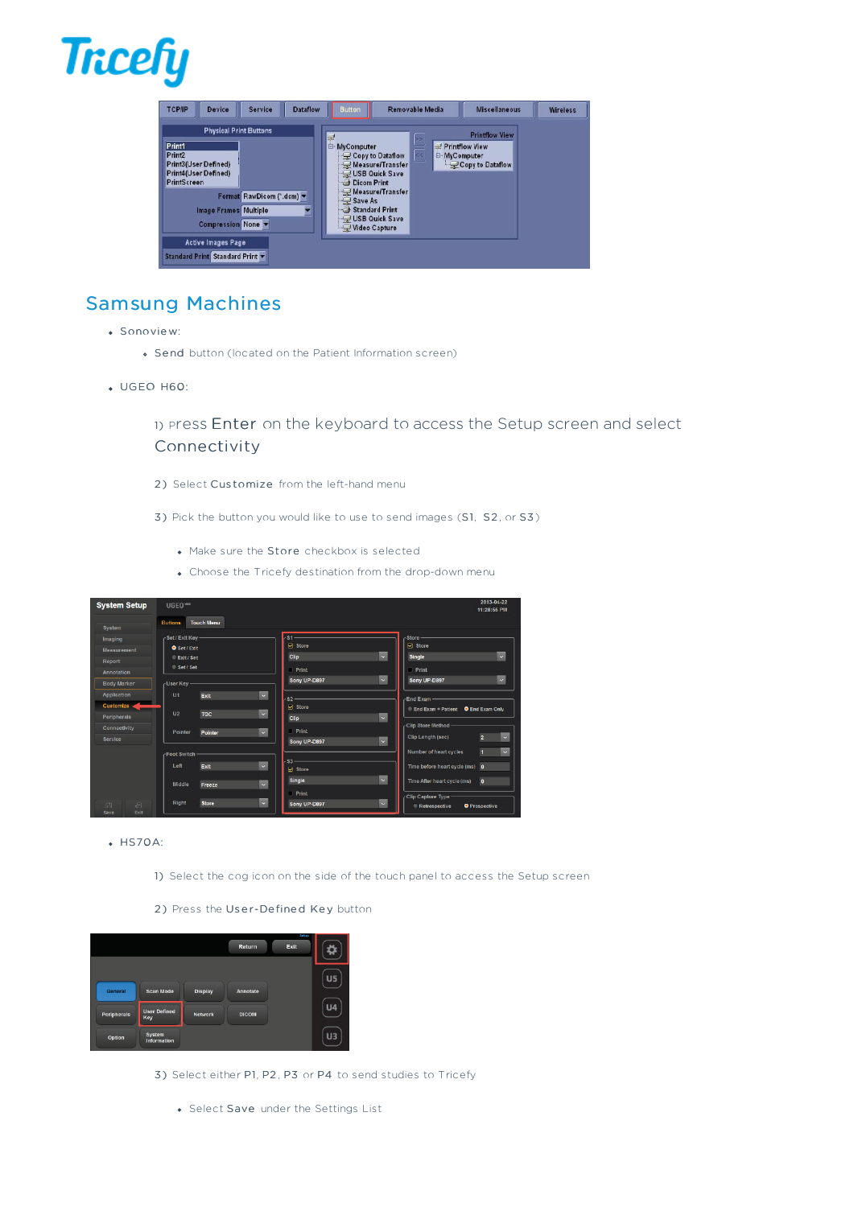## Samsung Machines

- Sonoview:
  - **Send** button (located on the Patient Information screen)
- UGEO H60:

  1) Press **Enter** on the keyboard to access the Setup screen and select **Connectivity**

  2) Select **Customize** from the left-hand menu

  3) Pick the button you would like to use to send images (**S1**, **S2**, or **S3**)

  - Make sure the **Store** checkbox is selected
  - Choose the Tricefy destination from the drop-down menu

- HS70A:

  1) Select the cog icon on the side of the touch panel to access the Setup screen

  2) Press the **User-Defined Key** button

  3) Select either **P1**, **P2**, **P3** or **P4** to send studies to Tricefy

  - Select **Save** under the Settings List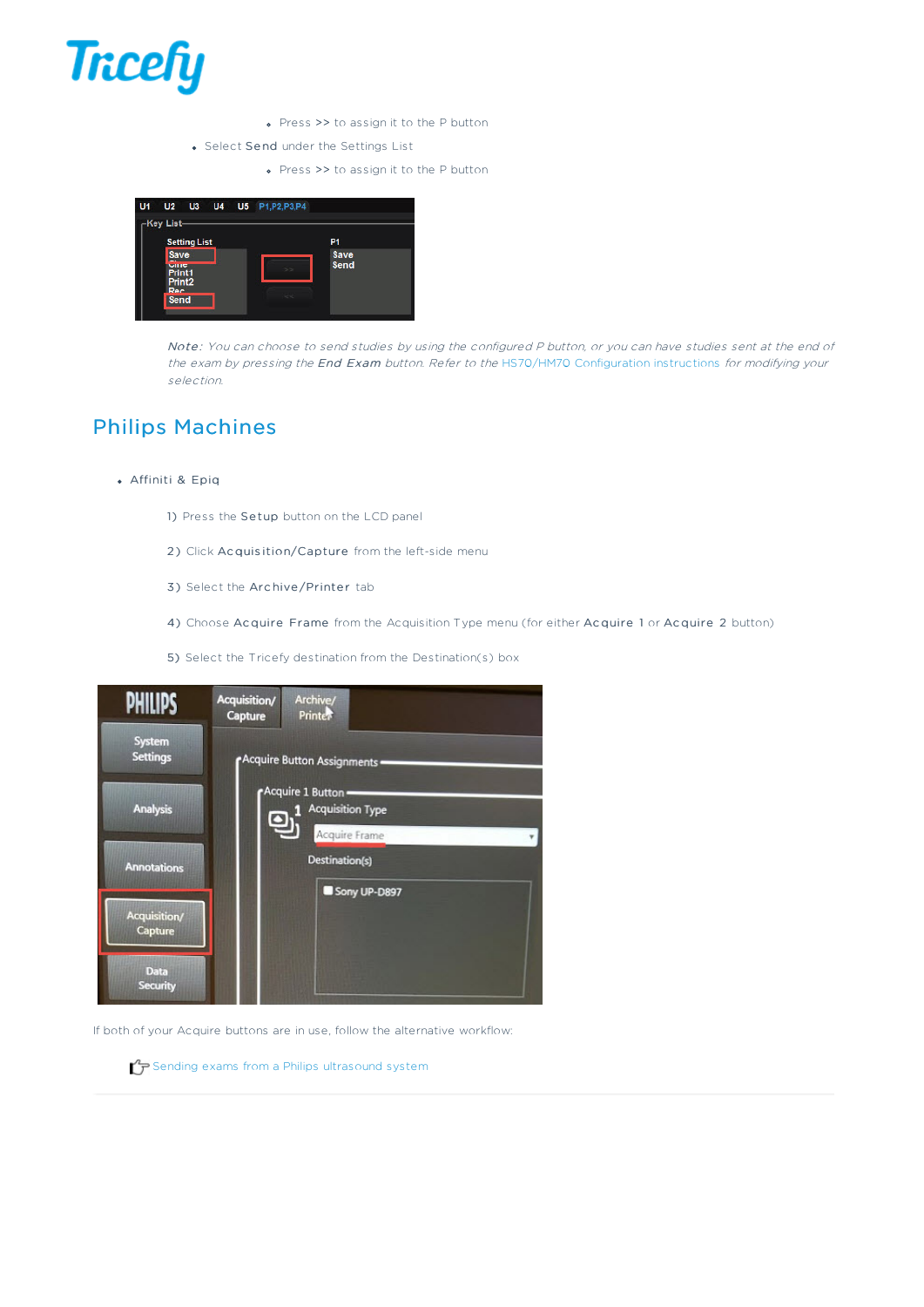- Press >> to assign it to the P button
- Select **Send** under the Settings List
  - Press >> to assign it to the P button

*Note: You can choose to send studies by using the configured P button, or you can have studies sent at the end of the exam by pressing the **End Exam** button. Refer to the HS70/HM70 Configuration instructions for modifying your selection.*

## Philips Machines

- Affiniti & Epiq

  1) Press the **Setup** button on the LCD panel

  2) Click **Acquisition/Capture** from the left-side menu

  3) Select the **Archive/Printer** tab

  4) Choose **Acquire Frame** from the Acquisition Type menu (for either **Acquire 1** or **Acquire 2** button)

  5) Select the Tricefy destination from the Destination(s) box

If both of your Acquire buttons are in use, follow the alternative workflow:

Sending exams from a Philips ultrasound system